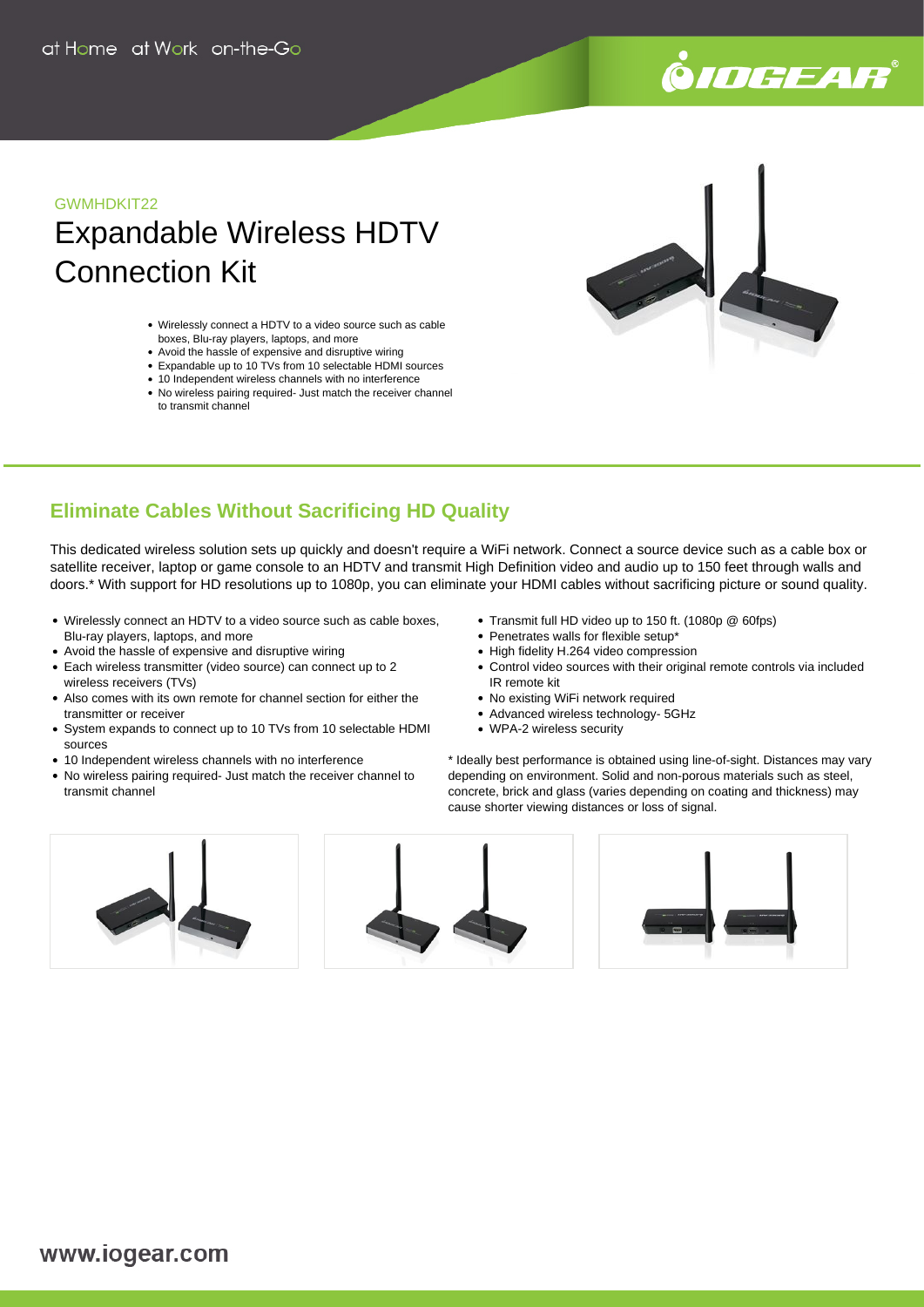at Home at Work on-the-Go

GWMHDKIT22

# Expandable Wireless HDTV Connection Kit

- Wirelessly connect a HDTV to a video source such as cable boxes, Blu-ray players, laptops, and more
- Avoid the hassle of expensive and disruptive wiring
- Expandable up to 10 TVs from 10 selectable HDMI sources
- 10 Independent wireless channels with no interference
- No wireless pairing required- Just match the receiver channel to transmit channel

## Eliminate Cables Without Sacrificing HD Quality

This dedicated wireless solution sets up quickly and doesn't require a WiFi network. Connect a source device such as a cable box or satellite receiver, laptop or game console to an HDTV and transmit High Definition video and audio up to 150 feet through walls and doors.* With support for HD resolutions up to 1080p, you can eliminate your HDMI cables without sacrificing picture or sound quality.

- Wirelessly connect an HDTV to a video source such as cable boxes, Blu-ray players, laptops, and more
- Avoid the hassle of expensive and disruptive wiring
- Each wireless transmitter (video source) can connect up to 2 wireless receivers (TVs)
- Also comes with its own remote for channel section for either the transmitter or receiver
- System expands to connect up to 10 TVs from 10 selectable HDMI sources
- 10 Independent wireless channels with no interference
- No wireless pairing required- Just match the receiver channel to transmit channel
- Transmit full HD video up to 150 ft. (1080p @ 60fps)
- Penetrates walls for flexible setup*
- High fidelity H.264 video compression
- Control video sources with their original remote controls via included IR remote kit
- No existing WiFi network required
- Advanced wireless technology- 5GHz
- WPA-2 wireless security

* Ideally best performance is obtained using line-of-sight. Distances may vary depending on environment. Solid and non-porous materials such as steel, concrete, brick and glass (varies depending on coating and thickness) may cause shorter viewing distances or loss of signal.

www.iogear.com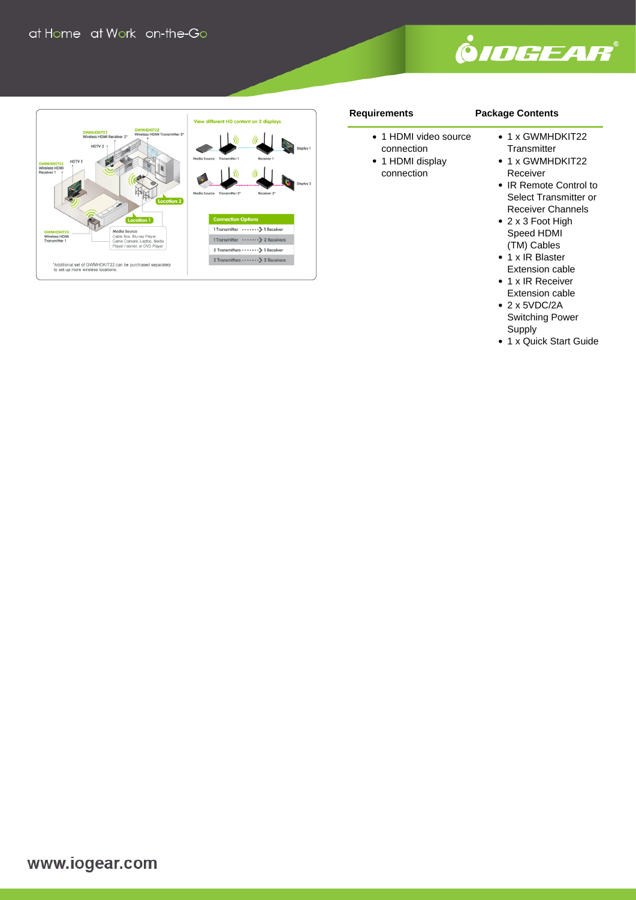*Additional set of GWMHDKIT22 can be purchased separately to set up more wireless locations.

View different HD content on 2 displays

| Connection Options |
| --- |
| 1 Transmitter → 1 Receiver |
| 1 Transmitter → 2 Receivers |
| 2 Transmitters → 1 Receiver |
| 2 Transmitters → 2 Receivers |

**Requirements**

- 1 HDMI video source connection
- 1 HDMI display connection

**Package Contents**

- 1 x GWMHDKIT22 Transmitter
- 1 x GWMHDKIT22 Receiver
- IR Remote Control to Select Transmitter or Receiver Channels
- 2 x 3 Foot High Speed HDMI (TM) Cables
- 1 x IR Blaster Extension cable
- 1 x IR Receiver Extension cable
- 2 x 5VDC/2A Switching Power Supply
- 1 x Quick Start Guide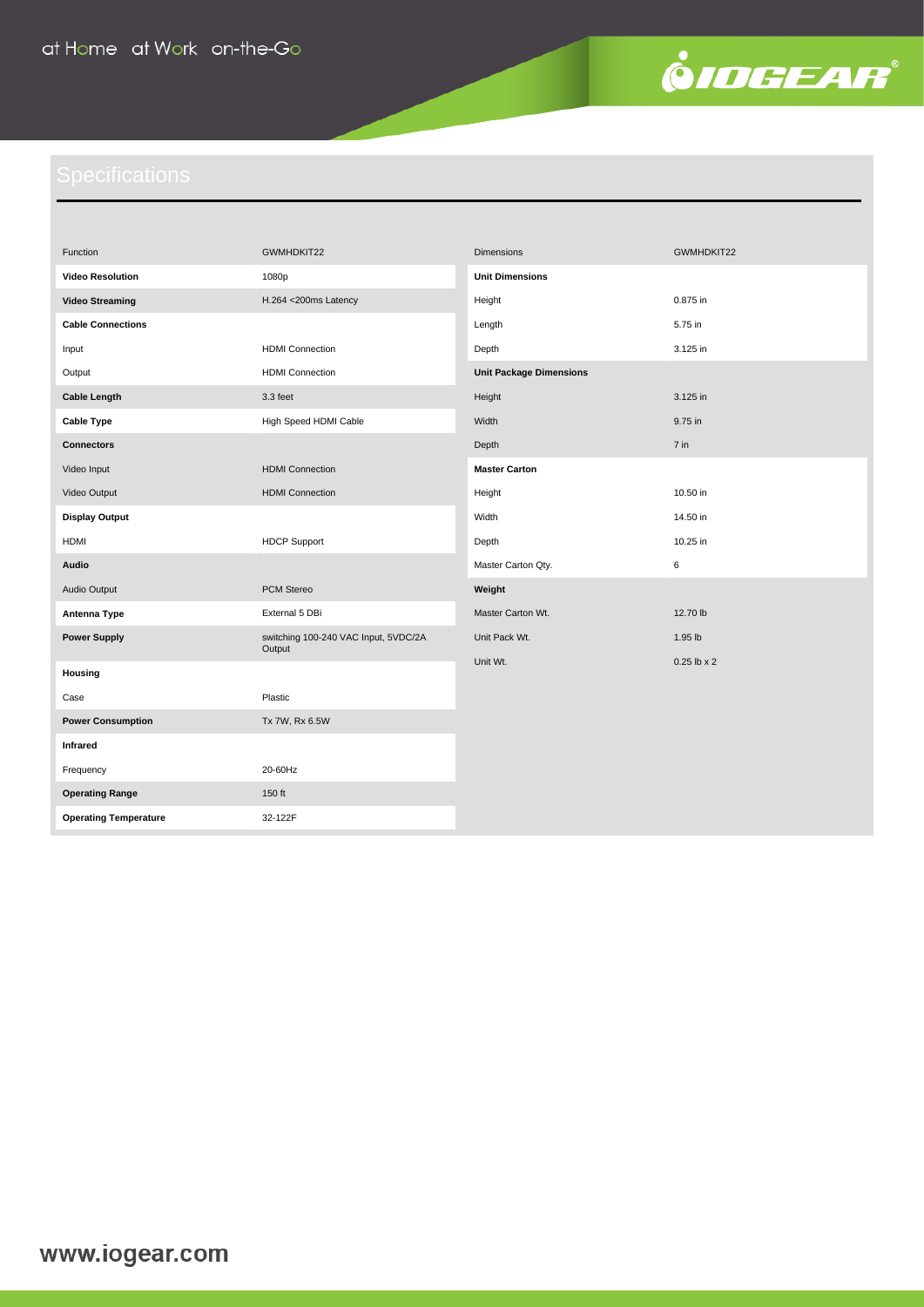## Specifications

| Function | GWMHDKIT22 |
|---|---|
| **Video Resolution** | 1080p |
| **Video Streaming** | H.264 <200ms Latency |
| **Cable Connections** | |
| Input | HDMI Connection |
| Output | HDMI Connection |
| **Cable Length** | 3.3 feet |
| **Cable Type** | High Speed HDMI Cable |
| **Connectors** | |
| Video Input | HDMI Connection |
| Video Output | HDMI Connection |
| **Display Output** | |
| HDMI | HDCP Support |
| **Audio** | |
| Audio Output | PCM Stereo |
| **Antenna Type** | External 5 DBi |
| **Power Supply** | switching 100-240 VAC Input, 5VDC/2A Output |
| **Housing** | |
| Case | Plastic |
| **Power Consumption** | Tx 7W, Rx 6.5W |
| **Infrared** | |
| Frequency | 20-60Hz |
| **Operating Range** | 150 ft |
| **Operating Temperature** | 32-122F |

| Dimensions | GWMHDKIT22 |
|---|---|
| **Unit Dimensions** | |
| Height | 0.875 in |
| Length | 5.75 in |
| Depth | 3.125 in |
| **Unit Package Dimensions** | |
| Height | 3.125 in |
| Width | 9.75 in |
| Depth | 7 in |
| **Master Carton** | |
| Height | 10.50 in |
| Width | 14.50 in |
| Depth | 10.25 in |
| Master Carton Qty. | 6 |
| **Weight** | |
| Master Carton Wt. | 12.70 lb |
| Unit Pack Wt. | 1.95 lb |
| Unit Wt. | 0.25 lb x 2 |